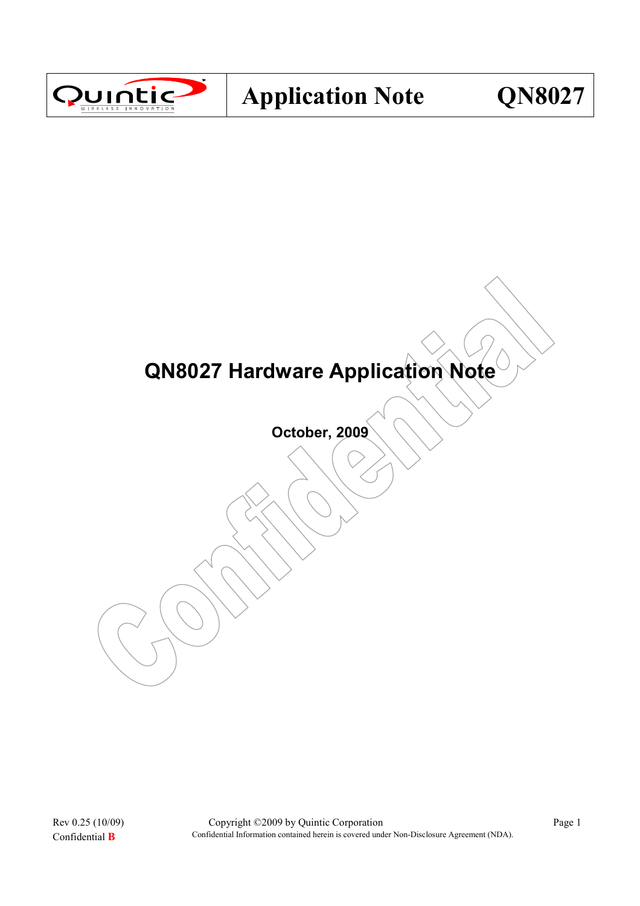# QN8027 Hardware Application Note

**October, 2009**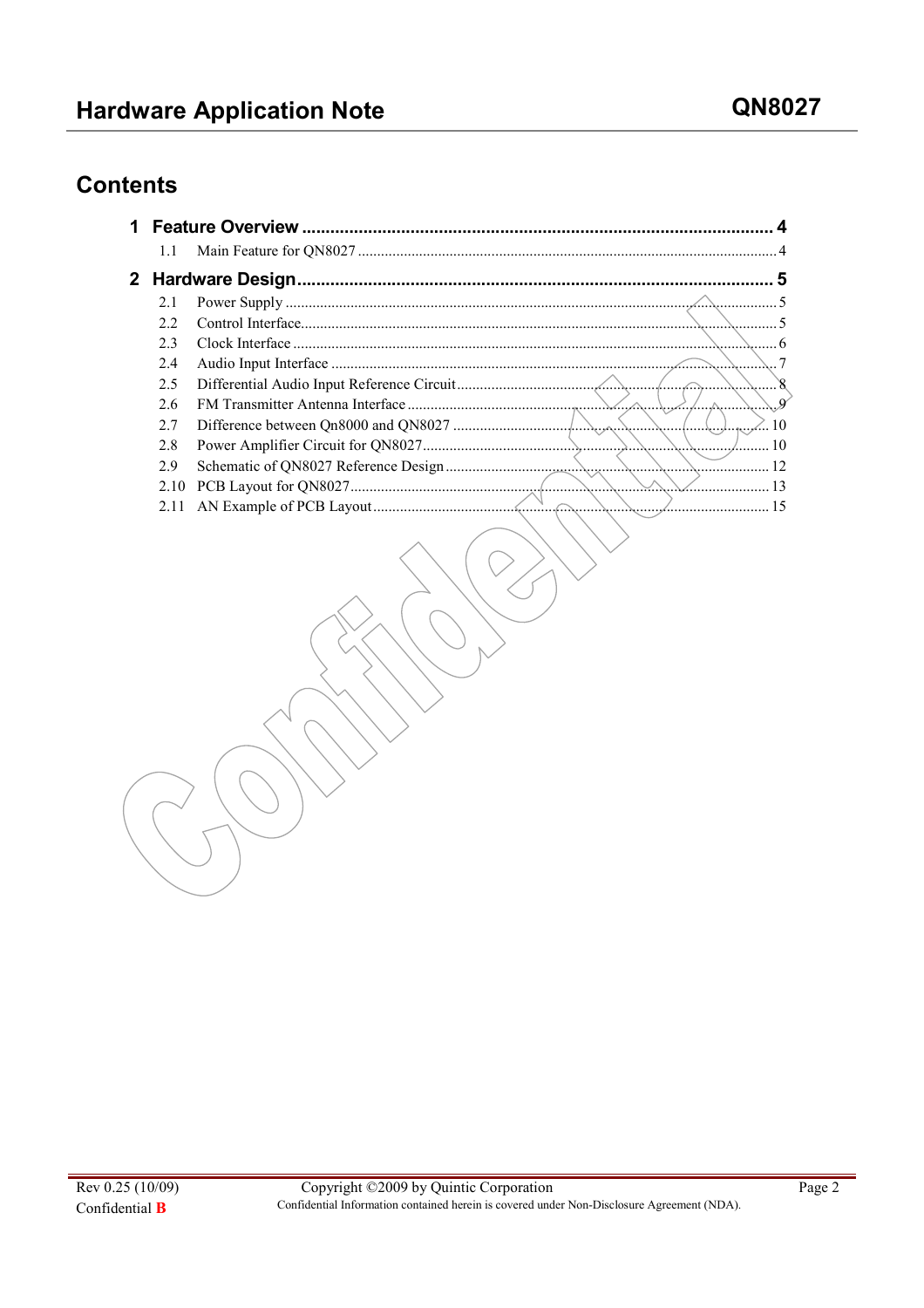# Contents

**1 Feature Overview** ........ 4

- 1.1 Main Feature for QN8027 ........ 4

**2 Hardware Design** ........ 5

- 2.1 Power Supply ........ 5
- 2.2 Control Interface ........ 5
- 2.3 Clock Interface ........ 6
- 2.4 Audio Input Interface ........ 7
- 2.5 Differential Audio Input Reference Circuit ........ 8
- 2.6 FM Transmitter Antenna Interface ........ 9
- 2.7 Difference between Qn8000 and QN8027 ........ 10
- 2.8 Power Amplifier Circuit for QN8027 ........ 10
- 2.9 Schematic of QN8027 Reference Design ........ 12
- 2.10 PCB Layout for QN8027 ........ 13
- 2.11 AN Example of PCB Layout ........ 15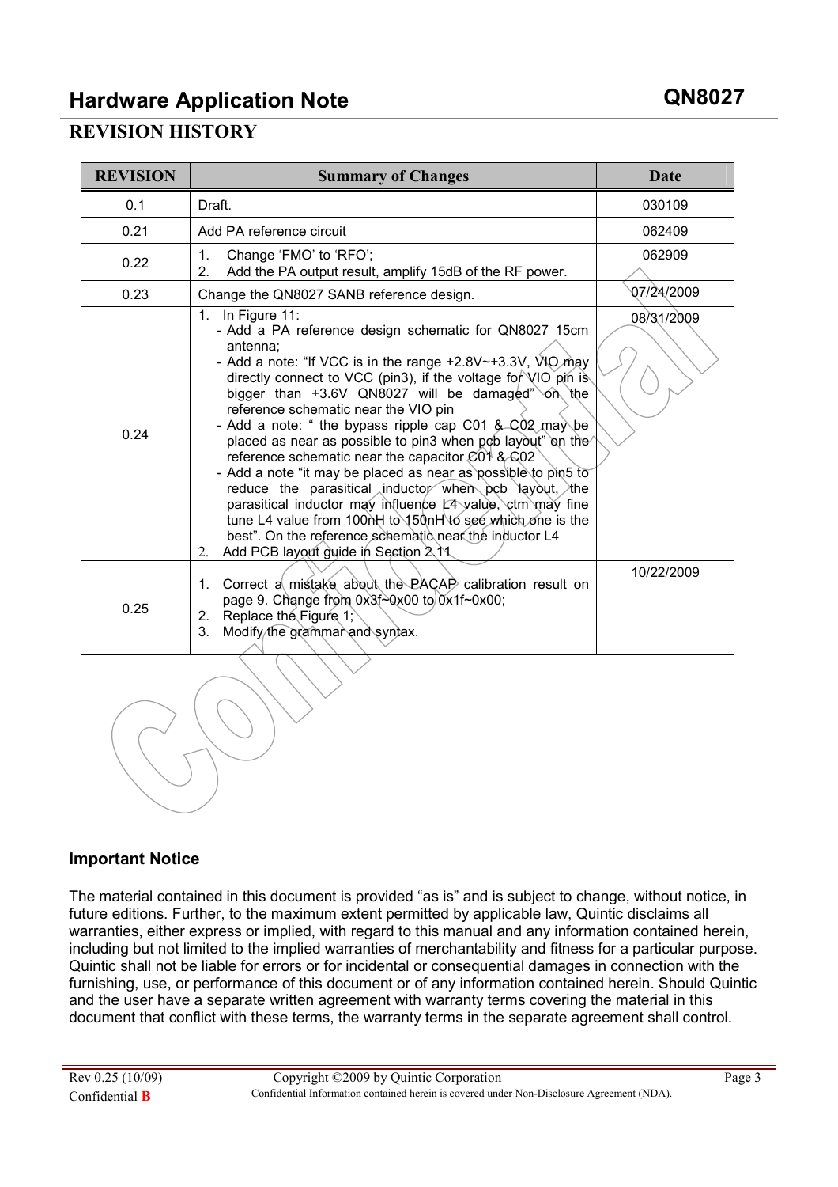## REVISION HISTORY

| REVISION | Summary of Changes | Date |
|---|---|---|
| 0.1 | Draft. | 030109 |
| 0.21 | Add PA reference circuit | 062409 |
| 0.22 | 1. Change 'FMO' to 'RFO';<br>2. Add the PA output result, amplify 15dB of the RF power. | 062909 |
| 0.23 | Change the QN8027 SANB reference design. | 07/24/2009 |
| 0.24 | 1. In Figure 11:<br>- Add a PA reference design schematic for QN8027 15cm antenna;<br>- Add a note: "If VCC is in the range +2.8V~+3.3V, VIO may directly connect to VCC (pin3), if the voltage for VIO pin is bigger than +3.6V QN8027 will be damaged" on the reference schematic near the VIO pin<br>- Add a note: " the bypass ripple cap C01 & C02 may be placed as near as possible to pin3 when pcb layout" on the reference schematic near the capacitor C01 & C02<br>- Add a note "it may be placed as near as possible to pin5 to reduce the parasitical inductor when pcb layout, the parasitical inductor may influence L4 value, ctm may fine tune L4 value from 100nH to 150nH to see which one is the best". On the reference schematic near the inductor L4<br>2. Add PCB layout guide in Section 2.11 | 08/31/2009 |
| 0.25 | 1. Correct a mistake about the PACAP calibration result on page 9. Change from 0x3f~0x00 to 0x1f~0x00;<br>2. Replace the Figure 1;<br>3. Modify the grammar and syntax. | 10/22/2009 |

### Important Notice

The material contained in this document is provided "as is" and is subject to change, without notice, in future editions. Further, to the maximum extent permitted by applicable law, Quintic disclaims all warranties, either express or implied, with regard to this manual and any information contained herein, including but not limited to the implied warranties of merchantability and fitness for a particular purpose. Quintic shall not be liable for errors or for incidental or consequential damages in connection with the furnishing, use, or performance of this document or of any information contained herein. Should Quintic and the user have a separate written agreement with warranty terms covering the material in this document that conflict with these terms, the warranty terms in the separate agreement shall control.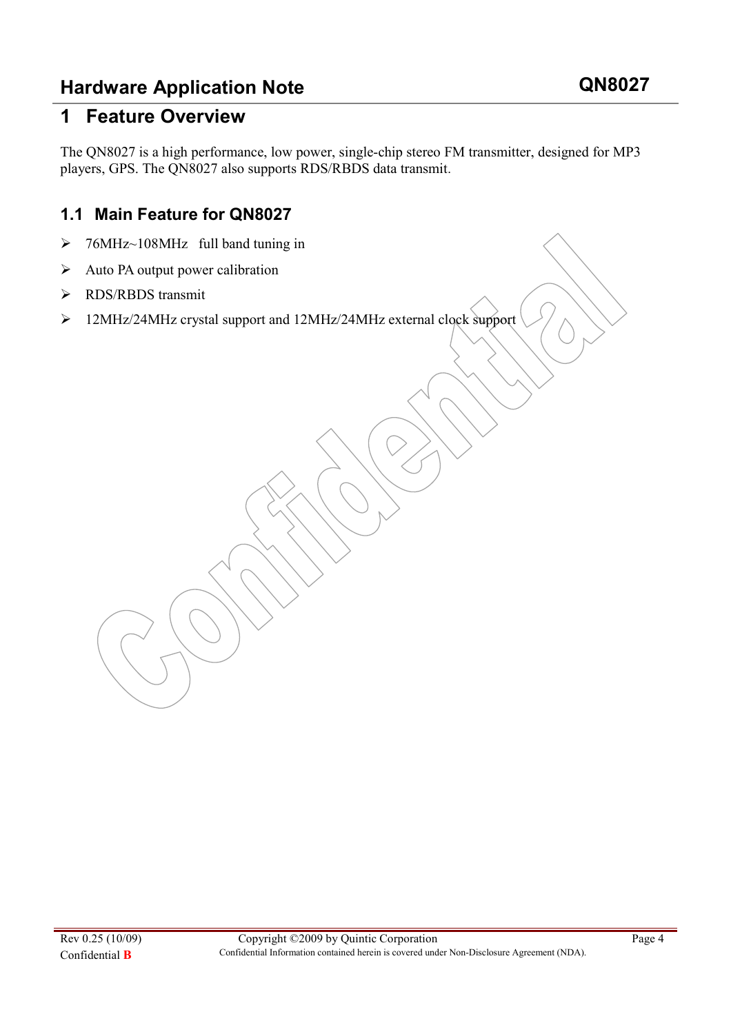# 1 Feature Overview

The QN8027 is a high performance, low power, single-chip stereo FM transmitter, designed for MP3 players, GPS. The QN8027 also supports RDS/RBDS data transmit.

## 1.1 Main Feature for QN8027

- 76MHz~108MHz full band tuning in
- Auto PA output power calibration
- RDS/RBDS transmit
- 12MHz/24MHz crystal support and 12MHz/24MHz external clock support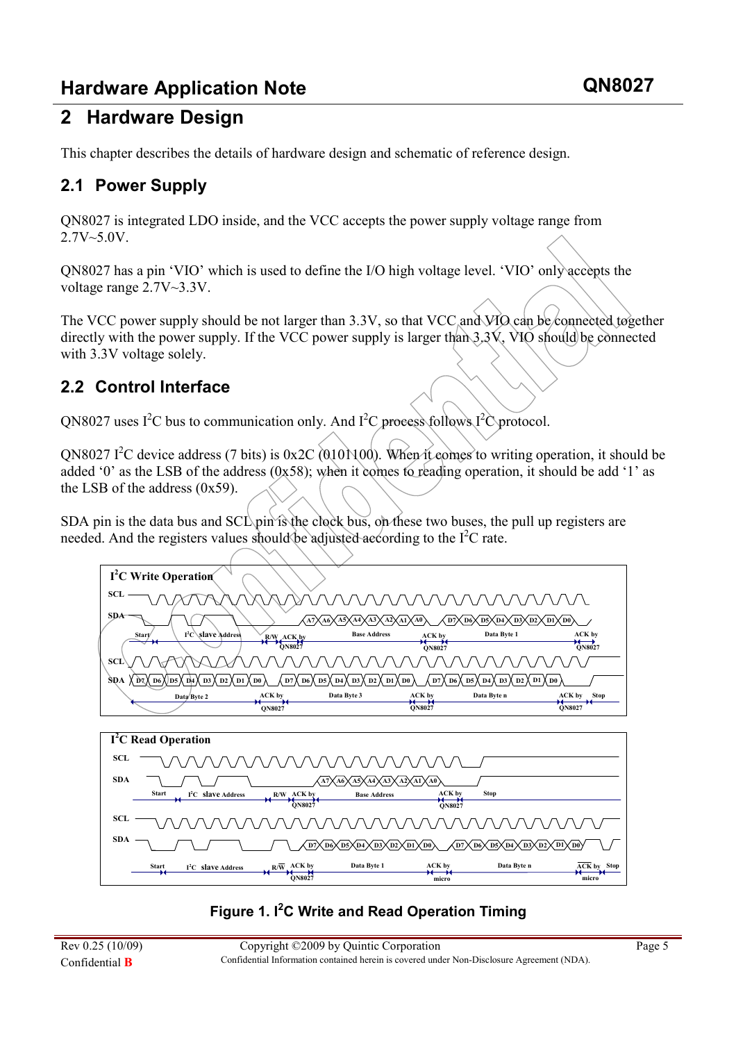# 2 Hardware Design

This chapter describes the details of hardware design and schematic of reference design.

## 2.1 Power Supply

QN8027 is integrated LDO inside, and the VCC accepts the power supply voltage range from 2.7V~5.0V.

QN8027 has a pin 'VIO' which is used to define the I/O high voltage level. 'VIO' only accepts the voltage range 2.7V~3.3V.

The VCC power supply should be not larger than 3.3V, so that VCC and VIO can be connected together directly with the power supply. If the VCC power supply is larger than 3.3V, VIO should be connected with 3.3V voltage solely.

## 2.2 Control Interface

QN8027 uses $I^2C$ bus to communication only. And $I^2C$ process follows $I^2C$ protocol.

QN8027 $I^2C$ device address (7 bits) is 0x2C (0101100). When it comes to writing operation, it should be added '0' as the LSB of the address (0x58); when it comes to reading operation, it should be add '1' as the LSB of the address (0x59).

SDA pin is the data bus and SCL pin is the clock bus, on these two buses, the pull up registers are needed. And the registers values should be adjusted according to the $I^2C$ rate.

**Figure 1. $I^2C$ Write and Read Operation Timing**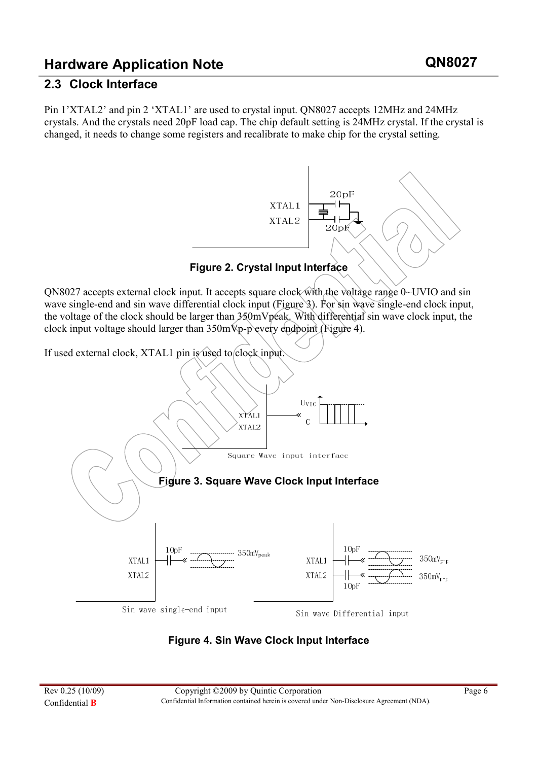## 2.3 Clock Interface

Pin 1'XTAL2' and pin 2 'XTAL1' are used to crystal input. QN8027 accepts 12MHz and 24MHz crystals. And the crystals need 20pF load cap. The chip default setting is 24MHz crystal. If the crystal is changed, it needs to change some registers and recalibrate to make chip for the crystal setting.

**Figure 2. Crystal Input Interface**

QN8027 accepts external clock input. It accepts square clock with the voltage range 0~UVIO and sin wave single-end and sin wave differential clock input (Figure 3). For sin wave single-end clock input, the voltage of the clock should be larger than 350mVpeak. With differential sin wave clock input, the clock input voltage should larger than 350mVp-p every endpoint (Figure 4).

If used external clock, XTAL1 pin is used to clock input.

**Figure 3. Square Wave Clock Input Interface**

**Figure 4. Sin Wave Clock Input Interface**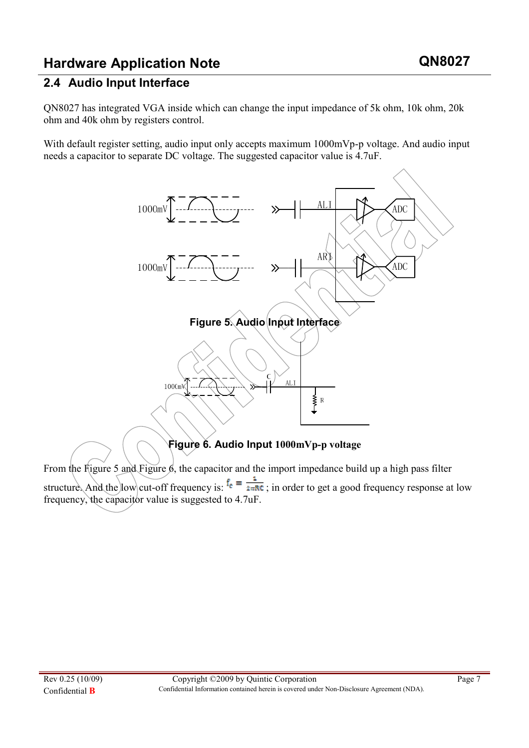## 2.4 Audio Input Interface

QN8027 has integrated VGA inside which can change the input impedance of 5k ohm, 10k ohm, 20k ohm and 40k ohm by registers control.

With default register setting, audio input only accepts maximum 1000mVp-p voltage. And audio input needs a capacitor to separate DC voltage. The suggested capacitor value is 4.7uF.

Figure 5. Audio Input Interface

Figure 6. Audio Input 1000mVp-p voltage

From the Figure 5 and Figure 6, the capacitor and the import impedance build up a high pass filter structure. And the low cut-off frequency is: $f_c = \frac{1}{2\pi RC}$ ; in order to get a good frequency response at low frequency, the capacitor value is suggested to 4.7uF.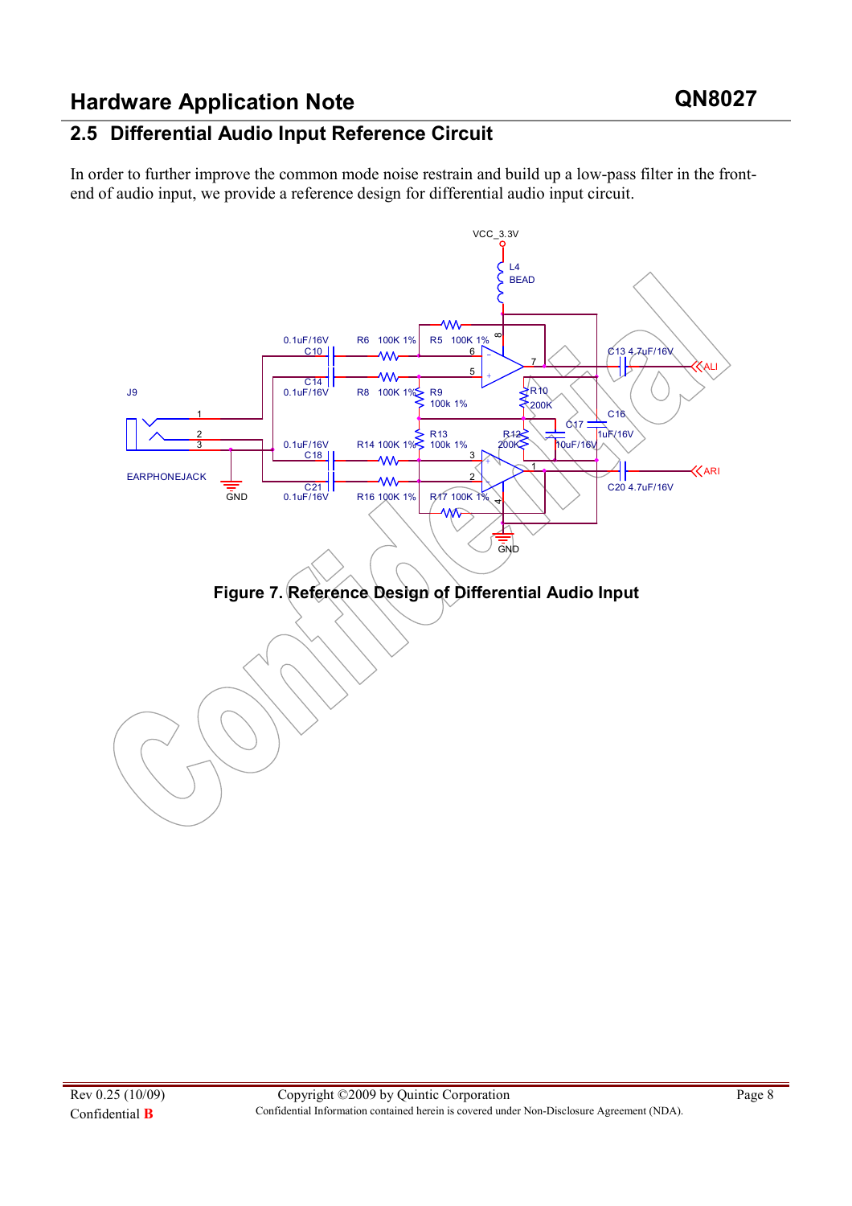## 2.5 Differential Audio Input Reference Circuit

In order to further improve the common mode noise restrain and build up a low-pass filter in the front-end of audio input, we provide a reference design for differential audio input circuit.

**Figure 7. Reference Design of Differential Audio Input**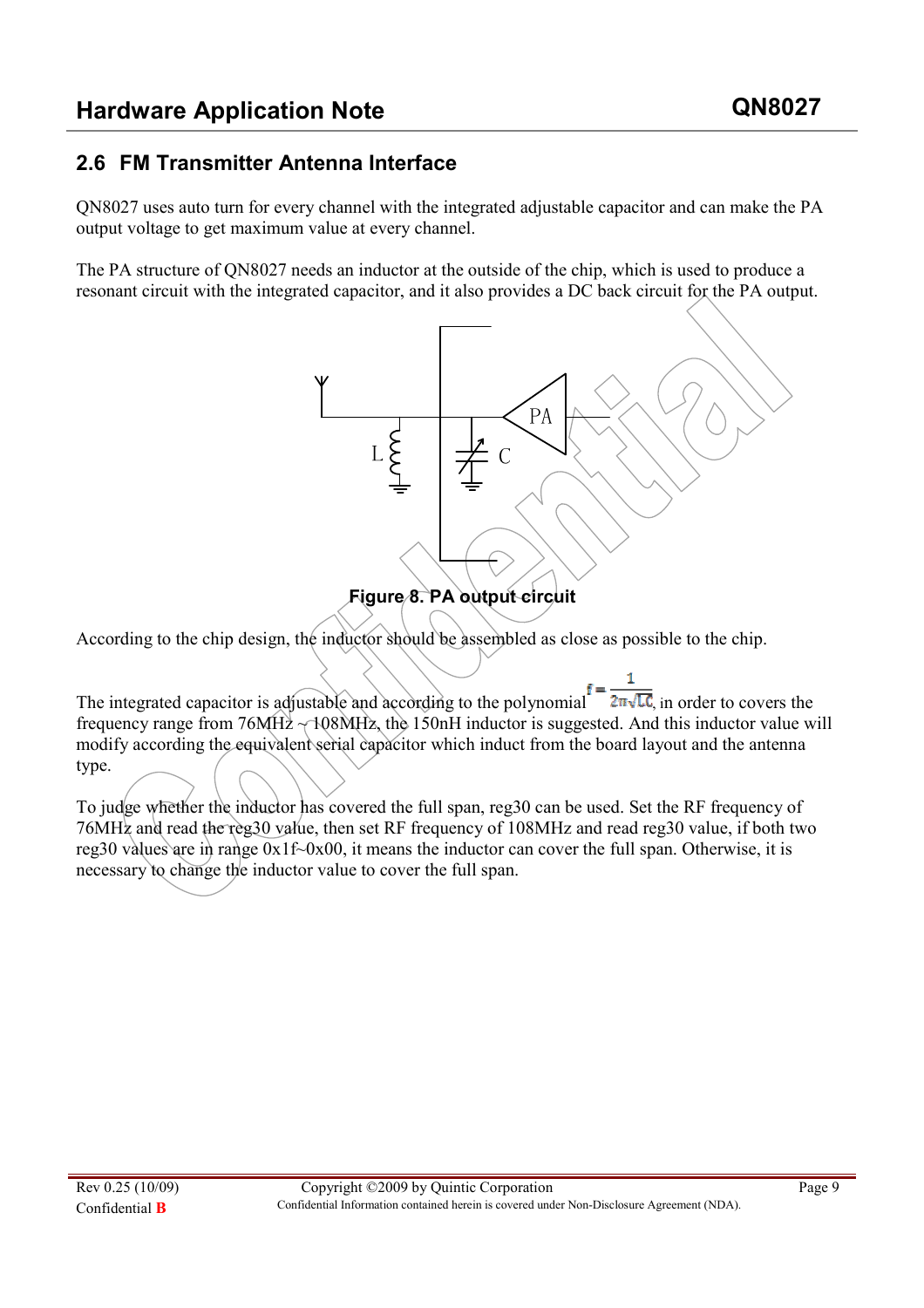## 2.6 FM Transmitter Antenna Interface

QN8027 uses auto turn for every channel with the integrated adjustable capacitor and can make the PA output voltage to get maximum value at every channel.

The PA structure of QN8027 needs an inductor at the outside of the chip, which is used to produce a resonant circuit with the integrated capacitor, and it also provides a DC back circuit for the PA output.

**Figure 8. PA output circuit**

According to the chip design, the inductor should be assembled as close as possible to the chip.

The integrated capacitor is adjustable and according to the polynomial $f = \frac{1}{2\pi\sqrt{LC}}$, in order to covers the frequency range from 76MHz ~ 108MHz, the 150nH inductor is suggested. And this inductor value will modify according the equivalent serial capacitor which induct from the board layout and the antenna type.

To judge whether the inductor has covered the full span, reg30 can be used. Set the RF frequency of 76MHz and read the reg30 value, then set RF frequency of 108MHz and read reg30 value, if both two reg30 values are in range 0x1f~0x00, it means the inductor can cover the full span. Otherwise, it is necessary to change the inductor value to cover the full span.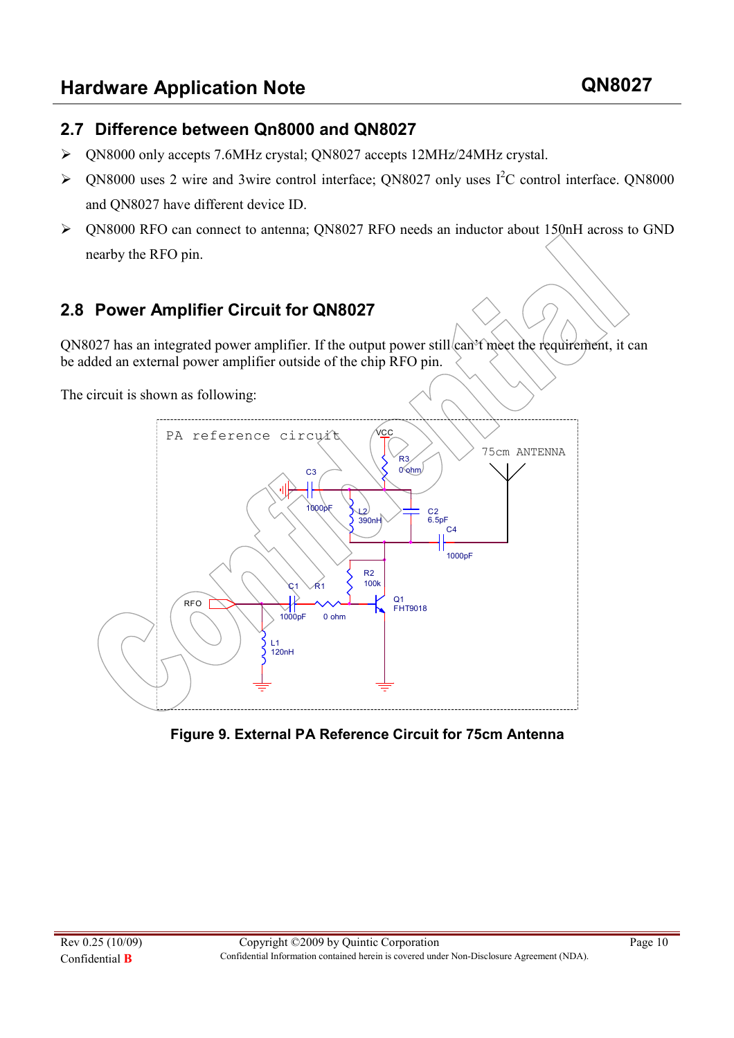## 2.7 Difference between Qn8000 and QN8027

- QN8000 only accepts 7.6MHz crystal; QN8027 accepts 12MHz/24MHz crystal.
- QN8000 uses 2 wire and 3wire control interface; QN8027 only uses $I^2C$ control interface. QN8000 and QN8027 have different device ID.
- QN8000 RFO can connect to antenna; QN8027 RFO needs an inductor about 150nH across to GND nearby the RFO pin.

## 2.8 Power Amplifier Circuit for QN8027

QN8027 has an integrated power amplifier. If the output power still can't meet the requirement, it can be added an external power amplifier outside of the chip RFO pin.

The circuit is shown as following:

**Figure 9. External PA Reference Circuit for 75cm Antenna**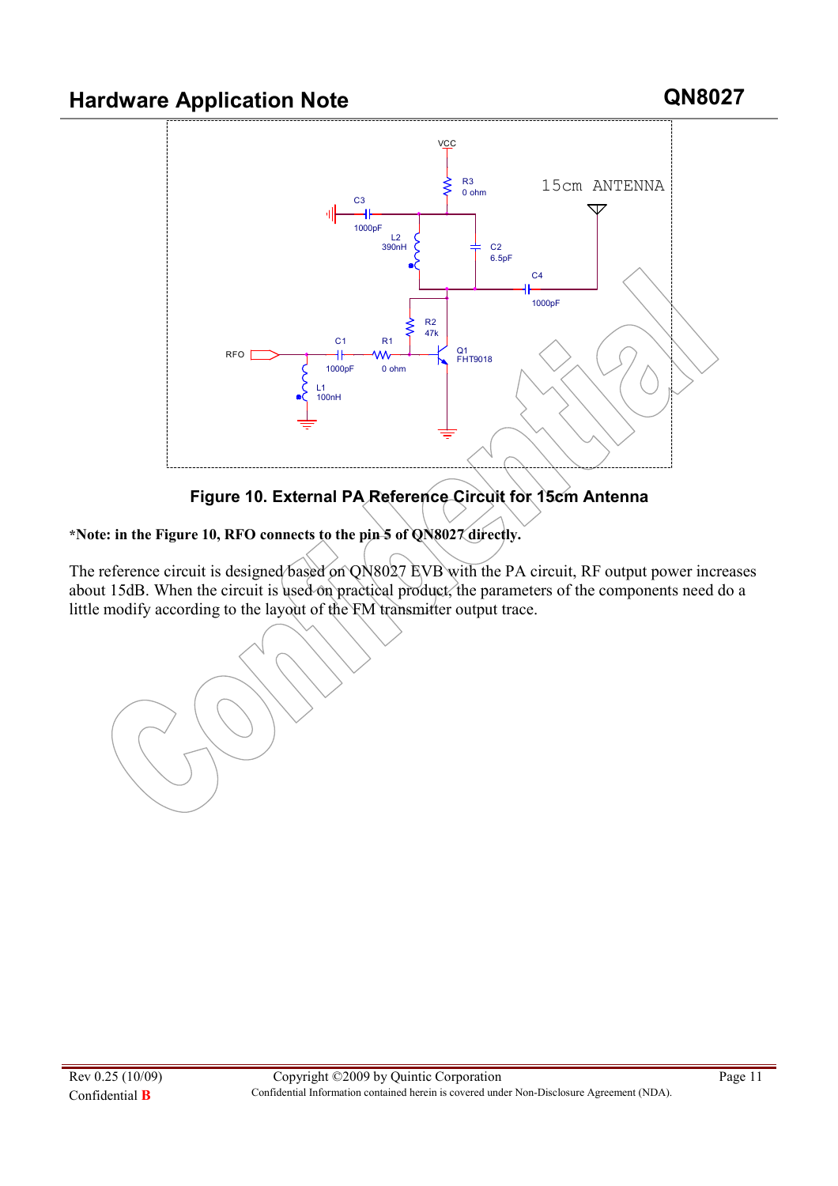**Figure 10. External PA Reference Circuit for 15cm Antenna**

***Note: in the Figure 10, RFO connects to the pin 5 of QN8027 directly.**

The reference circuit is designed based on QN8027 EVB with the PA circuit, RF output power increases about 15dB. When the circuit is used on practical product, the parameters of the components need do a little modify according to the layout of the FM transmitter output trace.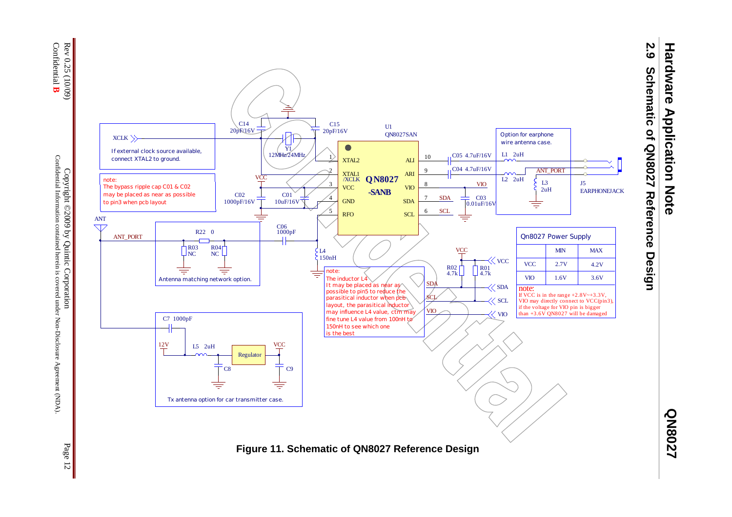## 2.9 Schematic of QN8027 Reference Design

XCLK

If external clock source available, connect XTAL2 to ground.

note:
The bypass ripple cap C01 & C02 may be placed as near as possible to pin3 when pcb layout

Antenna matching network option.

Option for earphone wire antenna case.

note:
The inductor L4 It may be placed as near as possible to pin5 to reduce the parasitical inductor when pcb layout, the parasitical inductor may influence L4 value, ctm may fine tune L4 value from 100nH to 150nH to see which one is the best

Tx antenna option for car transmitter case.

| Qn8027 Power Supply | | |
|---|---|---|
| | MIN | MAX |
| VCC | 2.7V | 4.2V |
| VIO | 1.6V | 3.6V |

note:
If VCC is in the range +2.8V~+3.3V, VIO may directly connect to VCC(pin3), if the voltage for VIO pin is bigger than +3.6V QN8027 will be damaged

**Figure 11. Schematic of QN8027 Reference Design**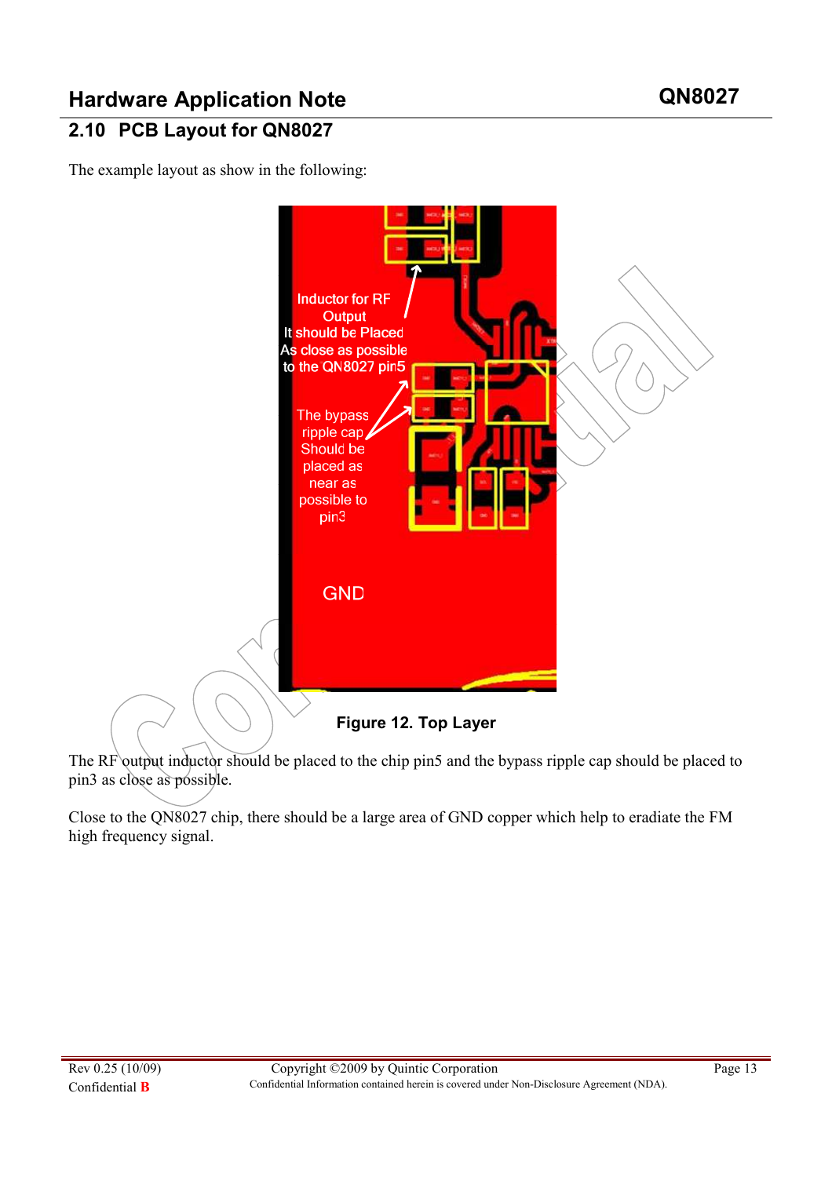## 2.10 PCB Layout for QN8027

The example layout as show in the following:

Inductor for RF Output
It should be Placed
As close as possible
to the QN8027 pin5

The bypass ripple cap Should be placed as near as possible to pin3

GND

**Figure 12. Top Layer**

The RF output inductor should be placed to the chip pin5 and the bypass ripple cap should be placed to pin3 as close as possible.

Close to the QN8027 chip, there should be a large area of GND copper which help to eradiate the FM high frequency signal.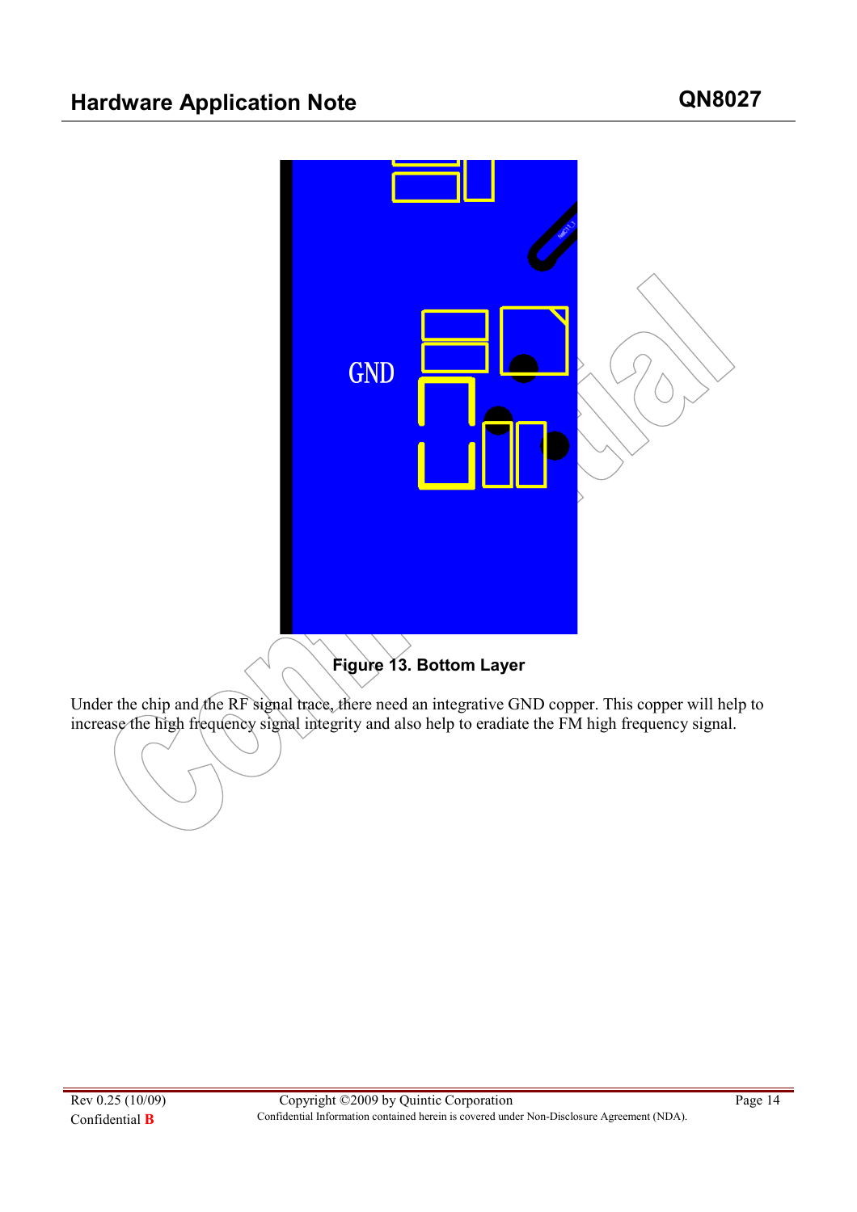Figure 13. Bottom Layer

Under the chip and the RF signal trace, there need an integrative GND copper. This copper will help to increase the high frequency signal integrity and also help to eradiate the FM high frequency signal.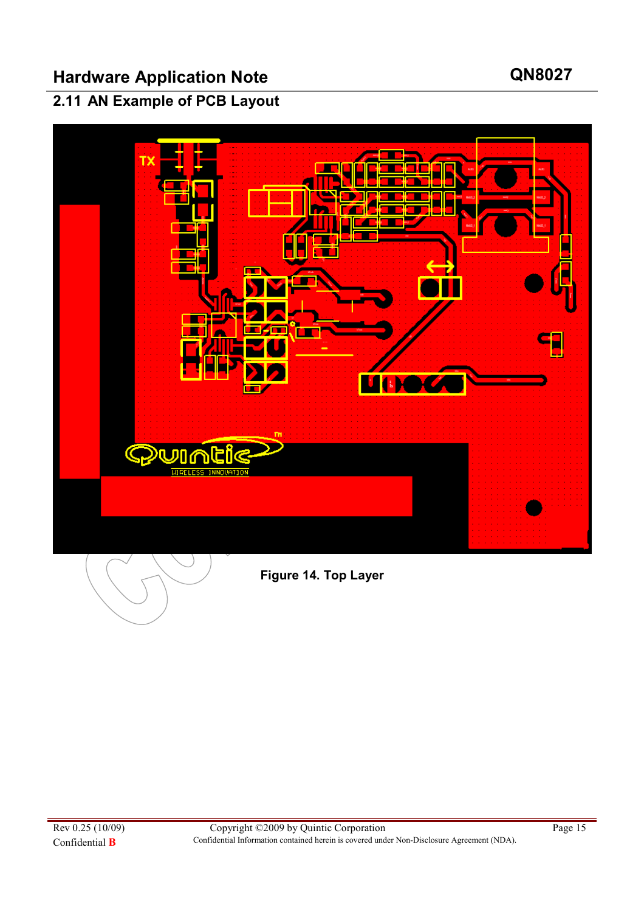## 2.11 AN Example of PCB Layout

Figure 14. Top Layer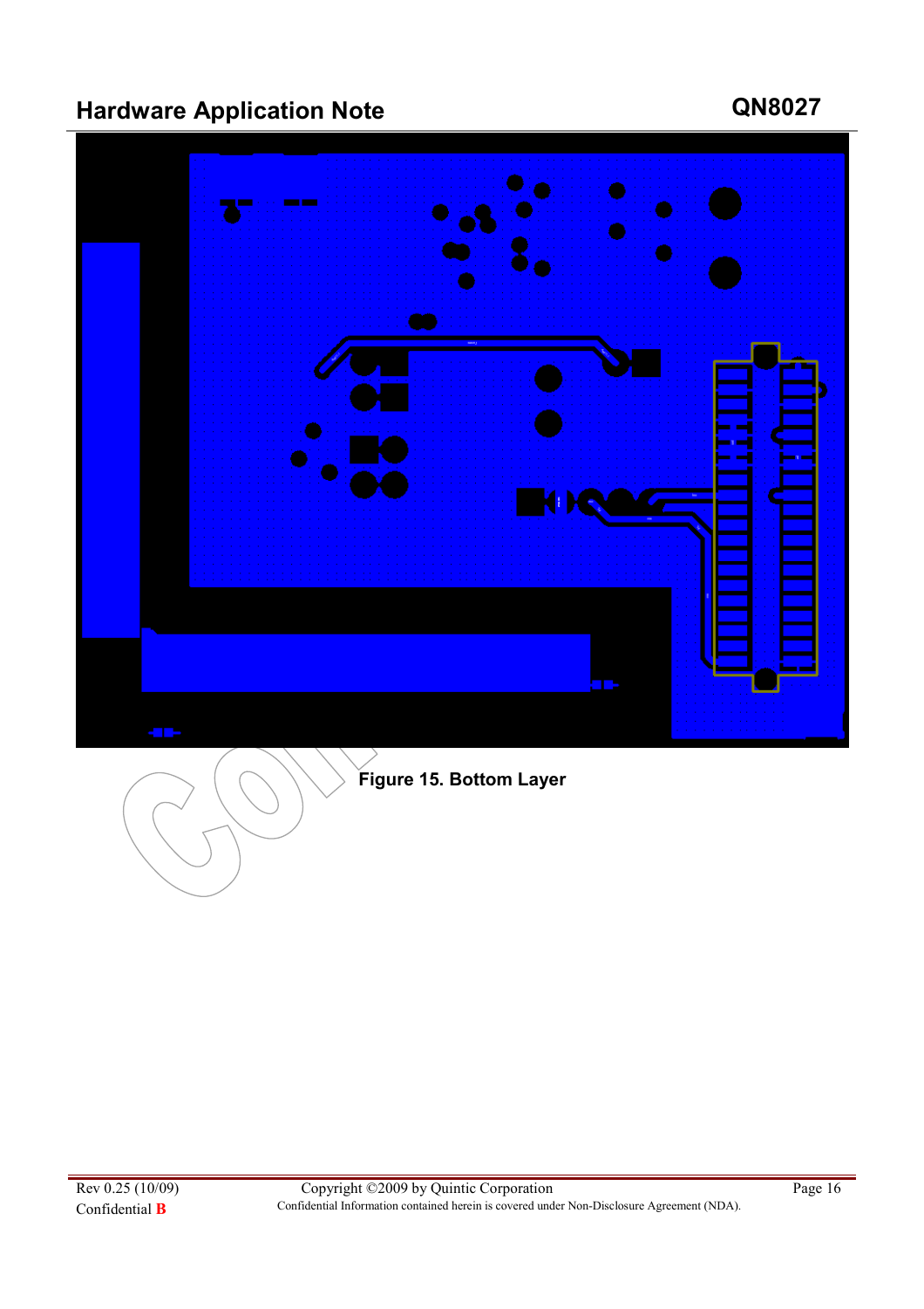Figure 15. Bottom Layer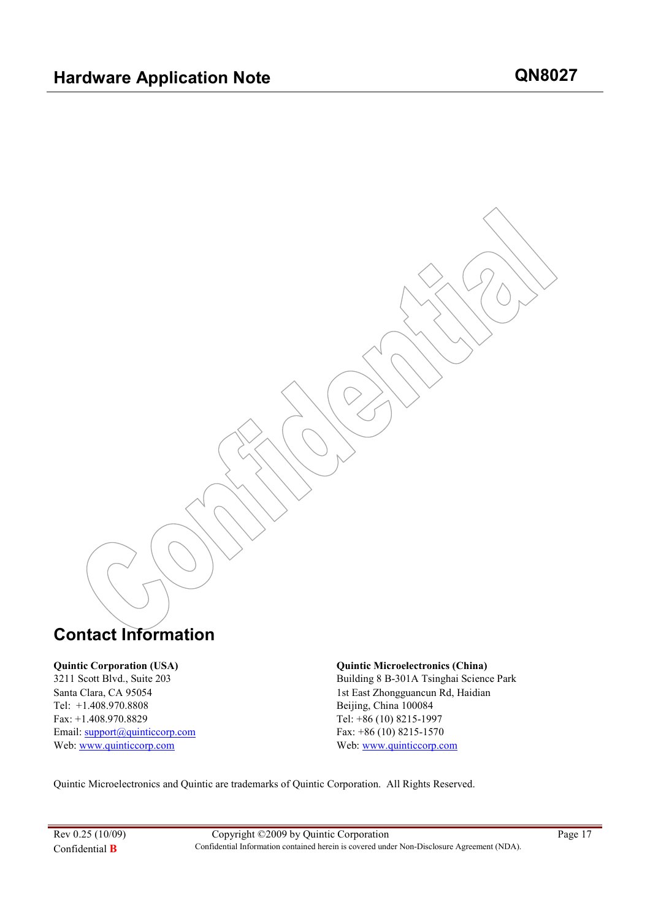## Contact Information

**Quintic Corporation (USA)**
3211 Scott Blvd., Suite 203
Santa Clara, CA 95054
Tel: +1.408.970.8808
Fax: +1.408.970.8829
Email: support@quinticcorp.com
Web: www.quinticcorp.com

**Quintic Microelectronics (China)**
Building 8 B-301A Tsinghai Science Park
1st East Zhongguancun Rd, Haidian
Beijing, China 100084
Tel: +86 (10) 8215-1997
Fax: +86 (10) 8215-1570
Web: www.quinticcorp.com

Quintic Microelectronics and Quintic are trademarks of Quintic Corporation. All Rights Reserved.